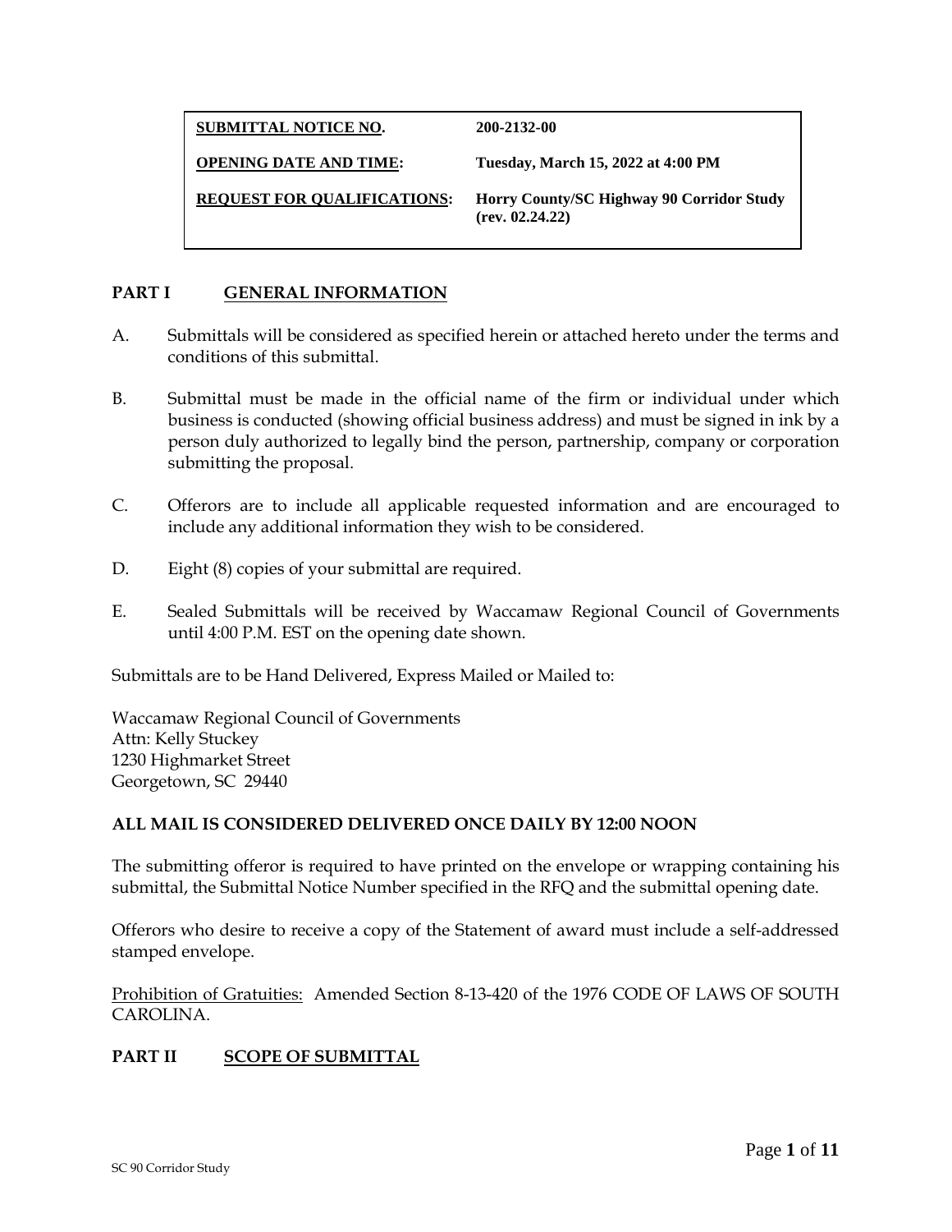| **SUBMITTAL NOTICE NO.** | **200-2132-00** |
| --- | --- |
| **OPENING DATE AND TIME:** | **Tuesday, March 15, 2022 at 4:00 PM** |
| **REQUEST FOR QUALIFICATIONS:** | **Horry County/SC Highway 90 Corridor Study (rev. 02.24.22)** |

## PART I GENERAL INFORMATION

A. Submittals will be considered as specified herein or attached hereto under the terms and conditions of this submittal.

B. Submittal must be made in the official name of the firm or individual under which business is conducted (showing official business address) and must be signed in ink by a person duly authorized to legally bind the person, partnership, company or corporation submitting the proposal.

C. Offerors are to include all applicable requested information and are encouraged to include any additional information they wish to be considered.

D. Eight (8) copies of your submittal are required.

E. Sealed Submittals will be received by Waccamaw Regional Council of Governments until 4:00 P.M. EST on the opening date shown.

Submittals are to be Hand Delivered, Express Mailed or Mailed to:

Waccamaw Regional Council of Governments
Attn: Kelly Stuckey
1230 Highmarket Street
Georgetown, SC 29440

**ALL MAIL IS CONSIDERED DELIVERED ONCE DAILY BY 12:00 NOON**

The submitting offeror is required to have printed on the envelope or wrapping containing his submittal, the Submittal Notice Number specified in the RFQ and the submittal opening date.

Offerors who desire to receive a copy of the Statement of award must include a self-addressed stamped envelope.

Prohibition of Gratuities: Amended Section 8-13-420 of the 1976 CODE OF LAWS OF SOUTH CAROLINA.

## PART II SCOPE OF SUBMITTAL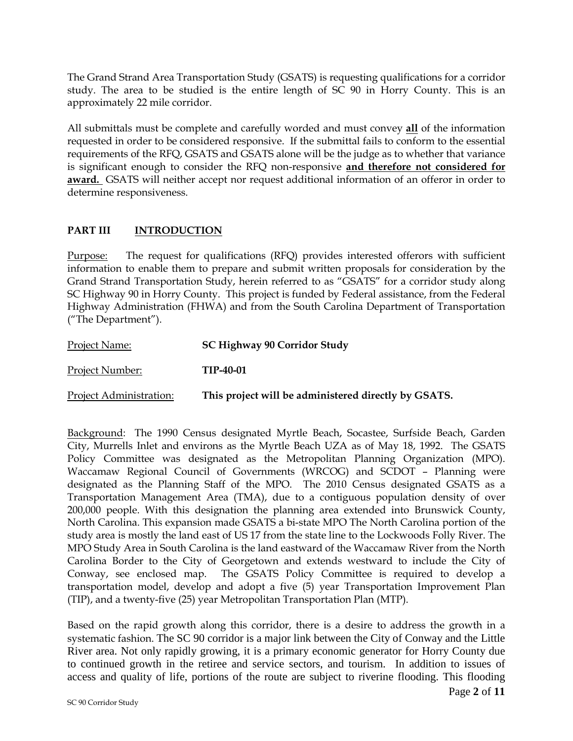The Grand Strand Area Transportation Study (GSATS) is requesting qualifications for a corridor study. The area to be studied is the entire length of SC 90 in Horry County. This is an approximately 22 mile corridor.

All submittals must be complete and carefully worded and must convey **<u>all</u>** of the information requested in order to be considered responsive. If the submittal fails to conform to the essential requirements of the RFQ, GSATS and GSATS alone will be the judge as to whether that variance is significant enough to consider the RFQ non-responsive **<u>and therefore not considered for award.</u>** GSATS will neither accept nor request additional information of an offeror in order to determine responsiveness.

## PART III INTRODUCTION

<u>Purpose:</u> The request for qualifications (RFQ) provides interested offerors with sufficient information to enable them to prepare and submit written proposals for consideration by the Grand Strand Transportation Study, herein referred to as "GSATS" for a corridor study along SC Highway 90 in Horry County. This project is funded by Federal assistance, from the Federal Highway Administration (FHWA) and from the South Carolina Department of Transportation ("The Department").

<u>Project Name:</u> **SC Highway 90 Corridor Study**

<u>Project Number:</u> **TIP-40-01**

<u>Project Administration:</u> **This project will be administered directly by GSATS.**

<u>Background</u>: The 1990 Census designated Myrtle Beach, Socastee, Surfside Beach, Garden City, Murrells Inlet and environs as the Myrtle Beach UZA as of May 18, 1992. The GSATS Policy Committee was designated as the Metropolitan Planning Organization (MPO). Waccamaw Regional Council of Governments (WRCOG) and SCDOT – Planning were designated as the Planning Staff of the MPO. The 2010 Census designated GSATS as a Transportation Management Area (TMA), due to a contiguous population density of over 200,000 people. With this designation the planning area extended into Brunswick County, North Carolina. This expansion made GSATS a bi-state MPO The North Carolina portion of the study area is mostly the land east of US 17 from the state line to the Lockwoods Folly River. The MPO Study Area in South Carolina is the land eastward of the Waccamaw River from the North Carolina Border to the City of Georgetown and extends westward to include the City of Conway, see enclosed map. The GSATS Policy Committee is required to develop a transportation model, develop and adopt a five (5) year Transportation Improvement Plan (TIP), and a twenty-five (25) year Metropolitan Transportation Plan (MTP).

Based on the rapid growth along this corridor, there is a desire to address the growth in a systematic fashion. The SC 90 corridor is a major link between the City of Conway and the Little River area. Not only rapidly growing, it is a primary economic generator for Horry County due to continued growth in the retiree and service sectors, and tourism. In addition to issues of access and quality of life, portions of the route are subject to riverine flooding. This flooding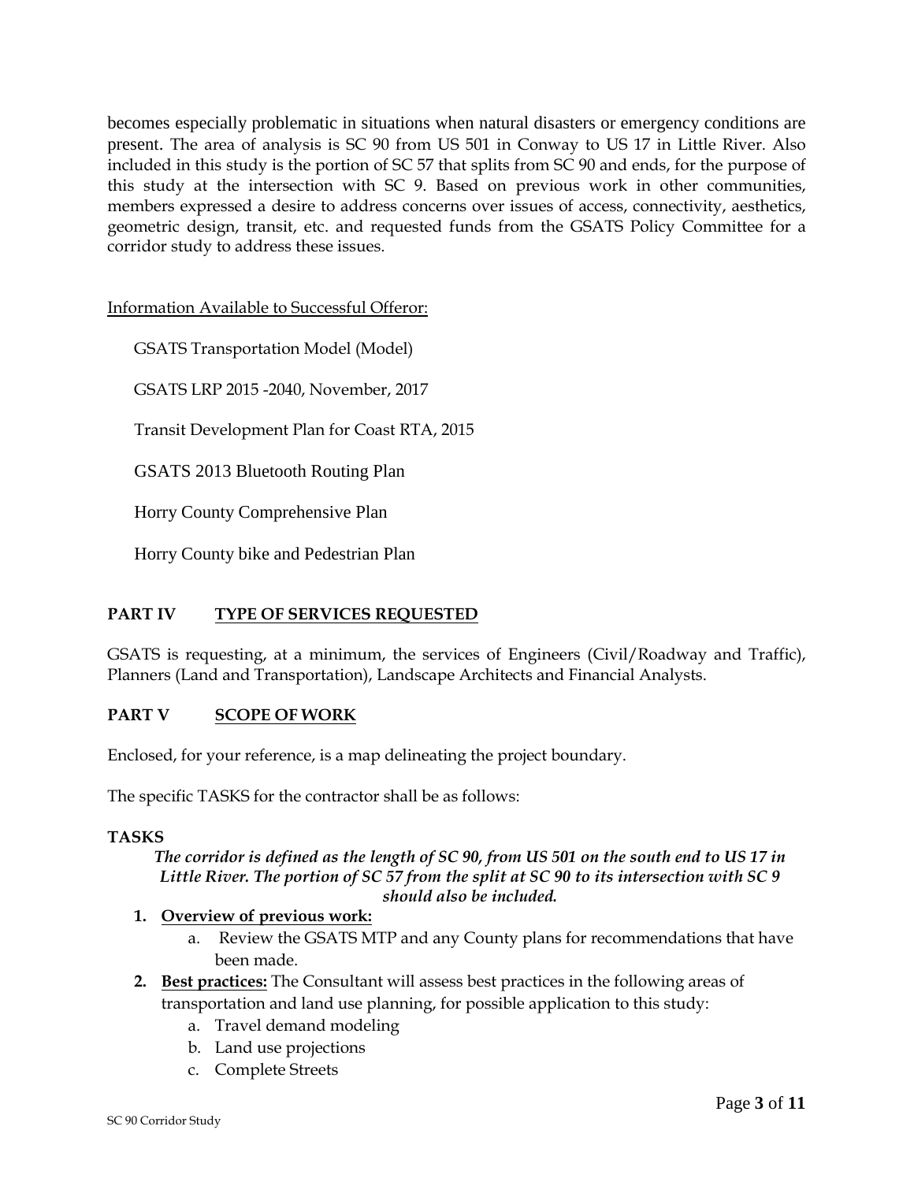becomes especially problematic in situations when natural disasters or emergency conditions are present. The area of analysis is SC 90 from US 501 in Conway to US 17 in Little River. Also included in this study is the portion of SC 57 that splits from SC 90 and ends, for the purpose of this study at the intersection with SC 9. Based on previous work in other communities, members expressed a desire to address concerns over issues of access, connectivity, aesthetics, geometric design, transit, etc. and requested funds from the GSATS Policy Committee for a corridor study to address these issues.

Information Available to Successful Offeror:

GSATS Transportation Model (Model)

GSATS LRP 2015 -2040, November, 2017

Transit Development Plan for Coast RTA, 2015

GSATS 2013 Bluetooth Routing Plan

Horry County Comprehensive Plan

Horry County bike and Pedestrian Plan

## PART IV TYPE OF SERVICES REQUESTED

GSATS is requesting, at a minimum, the services of Engineers (Civil/Roadway and Traffic), Planners (Land and Transportation), Landscape Architects and Financial Analysts.

## PART V SCOPE OF WORK

Enclosed, for your reference, is a map delineating the project boundary.

The specific TASKS for the contractor shall be as follows:

### TASKS

***The corridor is defined as the length of SC 90, from US 501 on the south end to US 17 in Little River. The portion of SC 57 from the split at SC 90 to its intersection with SC 9 should also be included.***

1. **Overview of previous work:**
   a. Review the GSATS MTP and any County plans for recommendations that have been made.
2. **Best practices:** The Consultant will assess best practices in the following areas of transportation and land use planning, for possible application to this study:
   a. Travel demand modeling
   b. Land use projections
   c. Complete Streets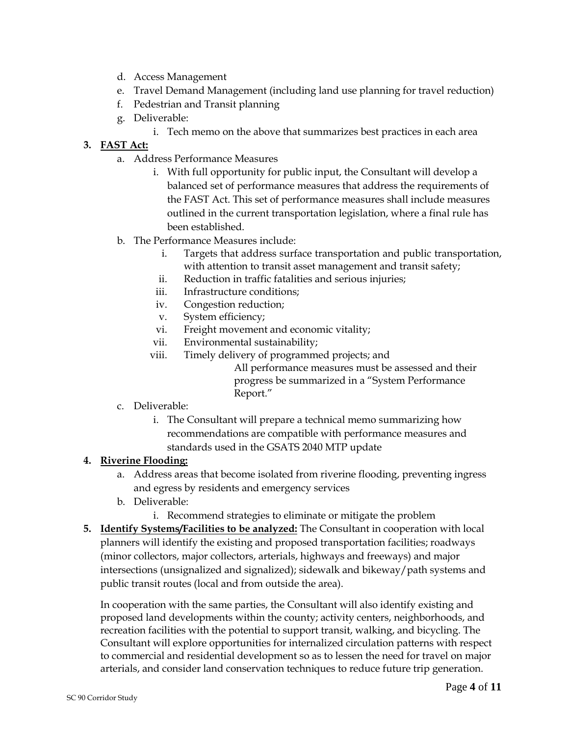d. Access Management
   e. Travel Demand Management (including land use planning for travel reduction)
   f. Pedestrian and Transit planning
   g. Deliverable:
      i. Tech memo on the above that summarizes best practices in each area

3. **<u>FAST Act:</u>**
   a. Address Performance Measures
      i. With full opportunity for public input, the Consultant will develop a balanced set of performance measures that address the requirements of the FAST Act. This set of performance measures shall include measures outlined in the current transportation legislation, where a final rule has been established.
   b. The Performance Measures include:
      i. Targets that address surface transportation and public transportation, with attention to transit asset management and transit safety;
      ii. Reduction in traffic fatalities and serious injuries;
      iii. Infrastructure conditions;
      iv. Congestion reduction;
      v. System efficiency;
      vi. Freight movement and economic vitality;
      vii. Environmental sustainability;
      viii. Timely delivery of programmed projects; and

         All performance measures must be assessed and their progress be summarized in a "System Performance Report."
   c. Deliverable:
      i. The Consultant will prepare a technical memo summarizing how recommendations are compatible with performance measures and standards used in the GSATS 2040 MTP update

4. **<u>Riverine Flooding:</u>**
   a. Address areas that become isolated from riverine flooding, preventing ingress and egress by residents and emergency services
   b. Deliverable:
      i. Recommend strategies to eliminate or mitigate the problem

5. **<u>Identify Systems/Facilities to be analyzed:</u>** The Consultant in cooperation with local planners will identify the existing and proposed transportation facilities; roadways (minor collectors, major collectors, arterials, highways and freeways) and major intersections (unsignalized and signalized); sidewalk and bikeway/path systems and public transit routes (local and from outside the area).

   In cooperation with the same parties, the Consultant will also identify existing and proposed land developments within the county; activity centers, neighborhoods, and recreation facilities with the potential to support transit, walking, and bicycling. The Consultant will explore opportunities for internalized circulation patterns with respect to commercial and residential development so as to lessen the need for travel on major arterials, and consider land conservation techniques to reduce future trip generation.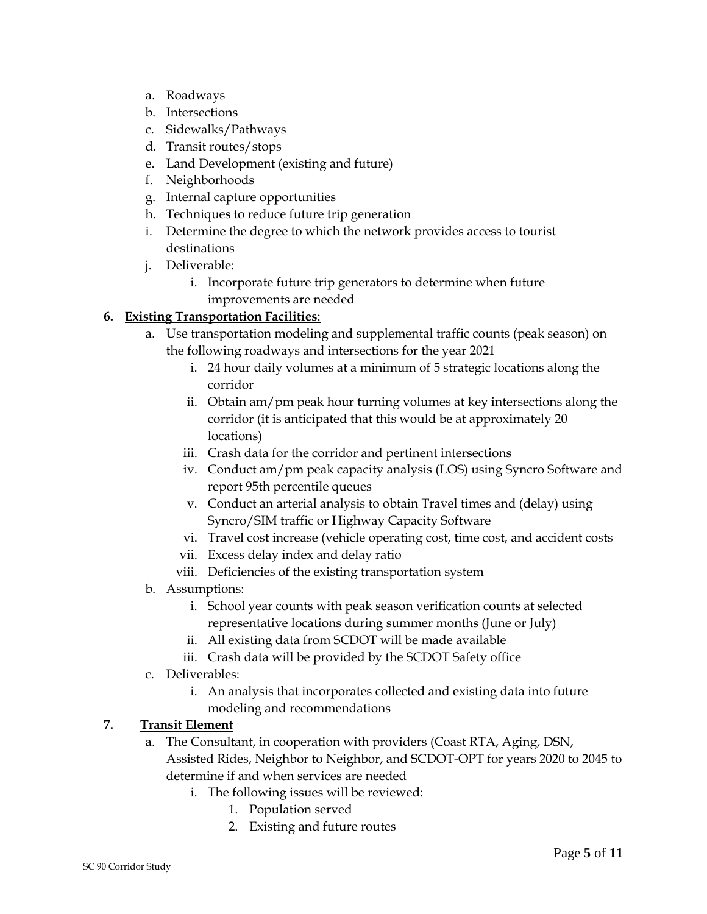a. Roadways
b. Intersections
c. Sidewalks/Pathways
d. Transit routes/stops
e. Land Development (existing and future)
f. Neighborhoods
g. Internal capture opportunities
h. Techniques to reduce future trip generation
i. Determine the degree to which the network provides access to tourist destinations
j. Deliverable:
    i. Incorporate future trip generators to determine when future improvements are needed

**6. <u>Existing Transportation Facilities</u>**:

a. Use transportation modeling and supplemental traffic counts (peak season) on the following roadways and intersections for the year 2021
    i. 24 hour daily volumes at a minimum of 5 strategic locations along the corridor
    ii. Obtain am/pm peak hour turning volumes at key intersections along the corridor (it is anticipated that this would be at approximately 20 locations)
    iii. Crash data for the corridor and pertinent intersections
    iv. Conduct am/pm peak capacity analysis (LOS) using Syncro Software and report 95th percentile queues
    v. Conduct an arterial analysis to obtain Travel times and (delay) using Syncro/SIM traffic or Highway Capacity Software
    vi. Travel cost increase (vehicle operating cost, time cost, and accident costs
    vii. Excess delay index and delay ratio
    viii. Deficiencies of the existing transportation system
b. Assumptions:
    i. School year counts with peak season verification counts at selected representative locations during summer months (June or July)
    ii. All existing data from SCDOT will be made available
    iii. Crash data will be provided by the SCDOT Safety office
c. Deliverables:
    i. An analysis that incorporates collected and existing data into future modeling and recommendations

**7. <u>Transit Element</u>**

a. The Consultant, in cooperation with providers (Coast RTA, Aging, DSN, Assisted Rides, Neighbor to Neighbor, and SCDOT-OPT for years 2020 to 2045 to determine if and when services are needed
    i. The following issues will be reviewed:
        1. Population served
        2. Existing and future routes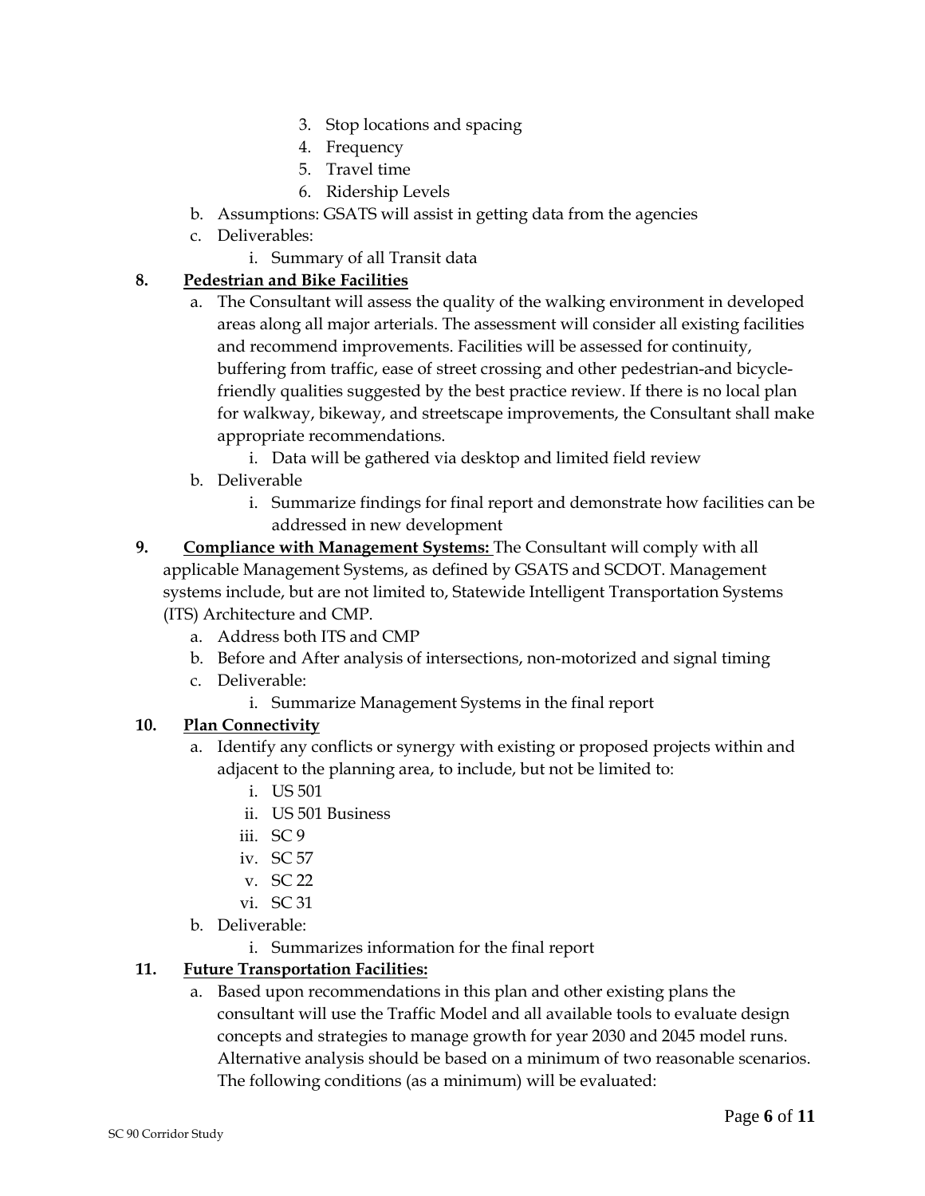3. Stop locations and spacing
    4. Frequency
    5. Travel time
    6. Ridership Levels
  b. Assumptions: GSATS will assist in getting data from the agencies
  c. Deliverables:
    i. Summary of all Transit data

**8. <u>Pedestrian and Bike Facilities</u>**

  a. The Consultant will assess the quality of the walking environment in developed areas along all major arterials. The assessment will consider all existing facilities and recommend improvements. Facilities will be assessed for continuity, buffering from traffic, ease of street crossing and other pedestrian-and bicycle-friendly qualities suggested by the best practice review. If there is no local plan for walkway, bikeway, and streetscape improvements, the Consultant shall make appropriate recommendations.
    i. Data will be gathered via desktop and limited field review
  b. Deliverable
    i. Summarize findings for final report and demonstrate how facilities can be addressed in new development

**9. <u>Compliance with Management Systems:</u>** The Consultant will comply with all applicable Management Systems, as defined by GSATS and SCDOT. Management systems include, but are not limited to, Statewide Intelligent Transportation Systems (ITS) Architecture and CMP.

  a. Address both ITS and CMP
  b. Before and After analysis of intersections, non-motorized and signal timing
  c. Deliverable:
    i. Summarize Management Systems in the final report

**10. <u>Plan Connectivity</u>**

  a. Identify any conflicts or synergy with existing or proposed projects within and adjacent to the planning area, to include, but not be limited to:
    i. US 501
    ii. US 501 Business
    iii. SC 9
    iv. SC 57
    v. SC 22
    vi. SC 31
  b. Deliverable:
    i. Summarizes information for the final report

**11. <u>Future Transportation Facilities:</u>**

  a. Based upon recommendations in this plan and other existing plans the consultant will use the Traffic Model and all available tools to evaluate design concepts and strategies to manage growth for year 2030 and 2045 model runs. Alternative analysis should be based on a minimum of two reasonable scenarios. The following conditions (as a minimum) will be evaluated: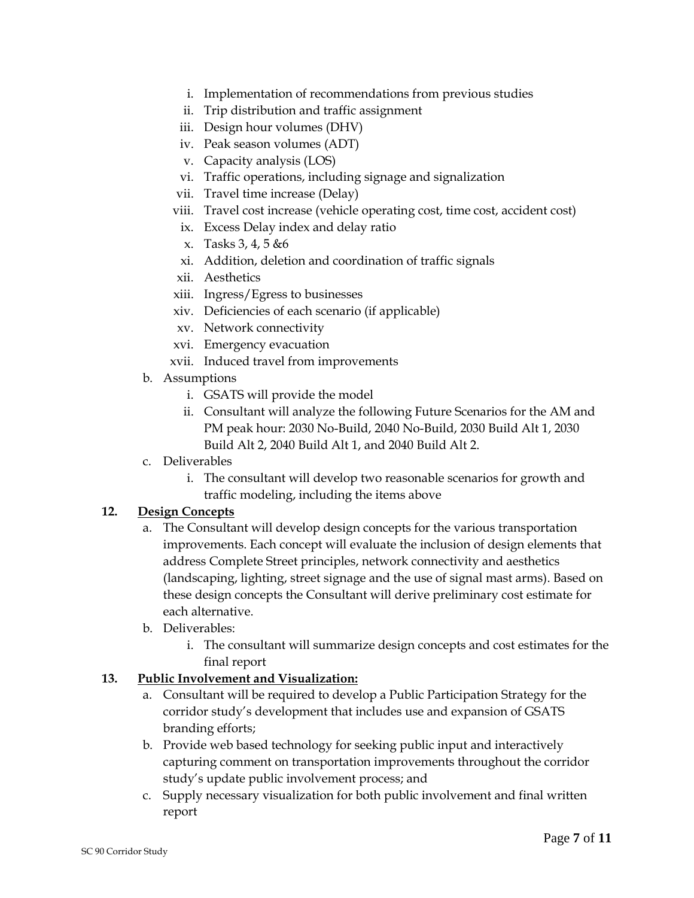i. Implementation of recommendations from previous studies
   ii. Trip distribution and traffic assignment
   iii. Design hour volumes (DHV)
   iv. Peak season volumes (ADT)
   v. Capacity analysis (LOS)
   vi. Traffic operations, including signage and signalization
   vii. Travel time increase (Delay)
   viii. Travel cost increase (vehicle operating cost, time cost, accident cost)
   ix. Excess Delay index and delay ratio
   x. Tasks 3, 4, 5 &6
   xi. Addition, deletion and coordination of traffic signals
   xii. Aesthetics
   xiii. Ingress/Egress to businesses
   xiv. Deficiencies of each scenario (if applicable)
   xv. Network connectivity
   xvi. Emergency evacuation
   xvii. Induced travel from improvements

b. Assumptions
   i. GSATS will provide the model
   ii. Consultant will analyze the following Future Scenarios for the AM and PM peak hour: 2030 No-Build, 2040 No-Build, 2030 Build Alt 1, 2030 Build Alt 2, 2040 Build Alt 1, and 2040 Build Alt 2.

c. Deliverables
   i. The consultant will develop two reasonable scenarios for growth and traffic modeling, including the items above

**12. <u>Design Concepts</u>**

a. The Consultant will develop design concepts for the various transportation improvements. Each concept will evaluate the inclusion of design elements that address Complete Street principles, network connectivity and aesthetics (landscaping, lighting, street signage and the use of signal mast arms). Based on these design concepts the Consultant will derive preliminary cost estimate for each alternative.

b. Deliverables:
   i. The consultant will summarize design concepts and cost estimates for the final report

**13. <u>Public Involvement and Visualization:</u>**

a. Consultant will be required to develop a Public Participation Strategy for the corridor study's development that includes use and expansion of GSATS branding efforts;

b. Provide web based technology for seeking public input and interactively capturing comment on transportation improvements throughout the corridor study's update public involvement process; and

c. Supply necessary visualization for both public involvement and final written report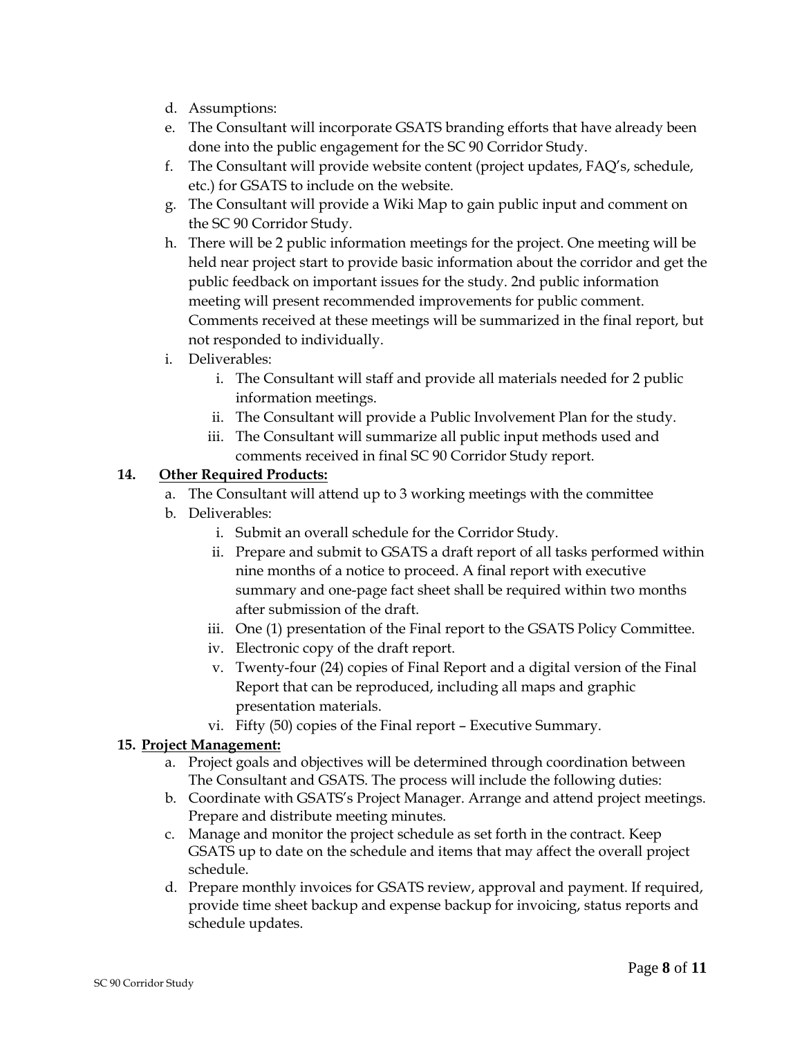d. Assumptions:
e. The Consultant will incorporate GSATS branding efforts that have already been done into the public engagement for the SC 90 Corridor Study.
f. The Consultant will provide website content (project updates, FAQ's, schedule, etc.) for GSATS to include on the website.
g. The Consultant will provide a Wiki Map to gain public input and comment on the SC 90 Corridor Study.
h. There will be 2 public information meetings for the project. One meeting will be held near project start to provide basic information about the corridor and get the public feedback on important issues for the study. 2nd public information meeting will present recommended improvements for public comment. Comments received at these meetings will be summarized in the final report, but not responded to individually.
i. Deliverables:
   i. The Consultant will staff and provide all materials needed for 2 public information meetings.
   ii. The Consultant will provide a Public Involvement Plan for the study.
   iii. The Consultant will summarize all public input methods used and comments received in final SC 90 Corridor Study report.

**14. <u>Other Required Products:</u>**

a. The Consultant will attend up to 3 working meetings with the committee
b. Deliverables:
   i. Submit an overall schedule for the Corridor Study.
   ii. Prepare and submit to GSATS a draft report of all tasks performed within nine months of a notice to proceed. A final report with executive summary and one-page fact sheet shall be required within two months after submission of the draft.
   iii. One (1) presentation of the Final report to the GSATS Policy Committee.
   iv. Electronic copy of the draft report.
   v. Twenty-four (24) copies of Final Report and a digital version of the Final Report that can be reproduced, including all maps and graphic presentation materials.
   vi. Fifty (50) copies of the Final report – Executive Summary.

**15. <u>Project Management:</u>**

a. Project goals and objectives will be determined through coordination between The Consultant and GSATS. The process will include the following duties:
b. Coordinate with GSATS's Project Manager. Arrange and attend project meetings. Prepare and distribute meeting minutes.
c. Manage and monitor the project schedule as set forth in the contract. Keep GSATS up to date on the schedule and items that may affect the overall project schedule.
d. Prepare monthly invoices for GSATS review, approval and payment. If required, provide time sheet backup and expense backup for invoicing, status reports and schedule updates.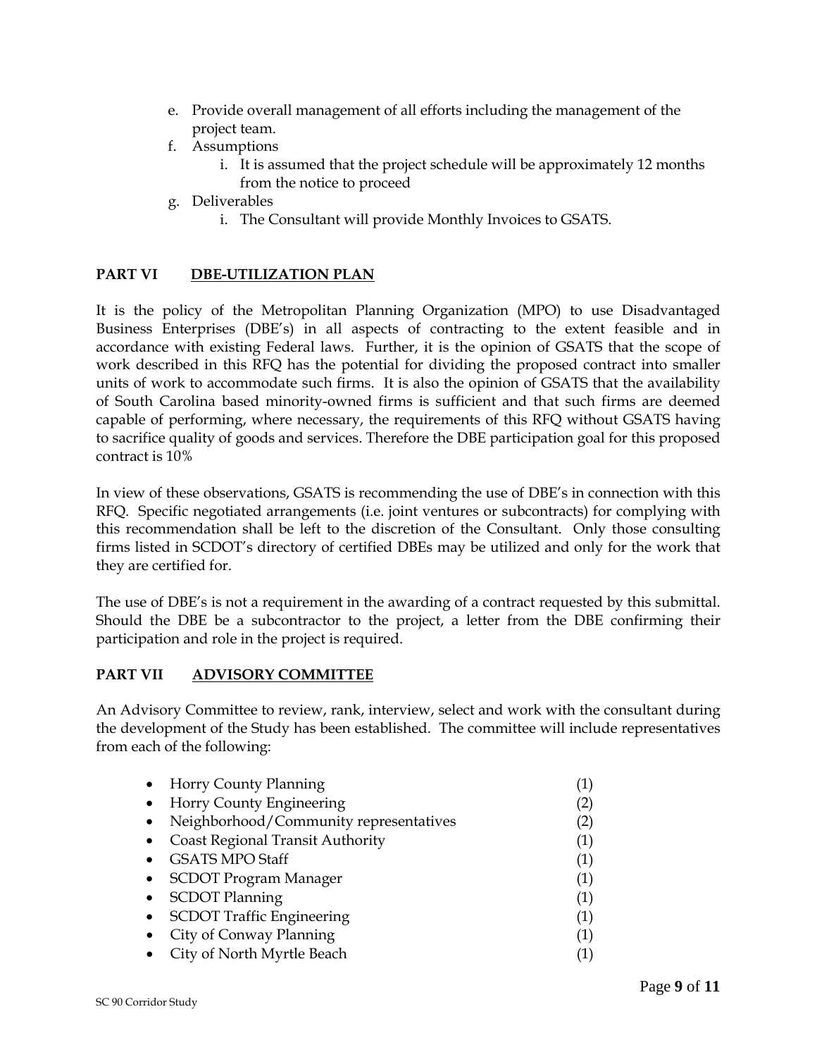e. Provide overall management of all efforts including the management of the project team.
f. Assumptions
    i. It is assumed that the project schedule will be approximately 12 months from the notice to proceed
g. Deliverables
    i. The Consultant will provide Monthly Invoices to GSATS.

## PART VI DBE-UTILIZATION PLAN

It is the policy of the Metropolitan Planning Organization (MPO) to use Disadvantaged Business Enterprises (DBE's) in all aspects of contracting to the extent feasible and in accordance with existing Federal laws. Further, it is the opinion of GSATS that the scope of work described in this RFQ has the potential for dividing the proposed contract into smaller units of work to accommodate such firms. It is also the opinion of GSATS that the availability of South Carolina based minority-owned firms is sufficient and that such firms are deemed capable of performing, where necessary, the requirements of this RFQ without GSATS having to sacrifice quality of goods and services. Therefore the DBE participation goal for this proposed contract is 10%

In view of these observations, GSATS is recommending the use of DBE's in connection with this RFQ. Specific negotiated arrangements (i.e. joint ventures or subcontracts) for complying with this recommendation shall be left to the discretion of the Consultant. Only those consulting firms listed in SCDOT's directory of certified DBEs may be utilized and only for the work that they are certified for.

The use of DBE's is not a requirement in the awarding of a contract requested by this submittal. Should the DBE be a subcontractor to the project, a letter from the DBE confirming their participation and role in the project is required.

## PART VII ADVISORY COMMITTEE

An Advisory Committee to review, rank, interview, select and work with the consultant during the development of the Study has been established. The committee will include representatives from each of the following:

- Horry County Planning (1)
- Horry County Engineering (2)
- Neighborhood/Community representatives (2)
- Coast Regional Transit Authority (1)
- GSATS MPO Staff (1)
- SCDOT Program Manager (1)
- SCDOT Planning (1)
- SCDOT Traffic Engineering (1)
- City of Conway Planning (1)
- City of North Myrtle Beach (1)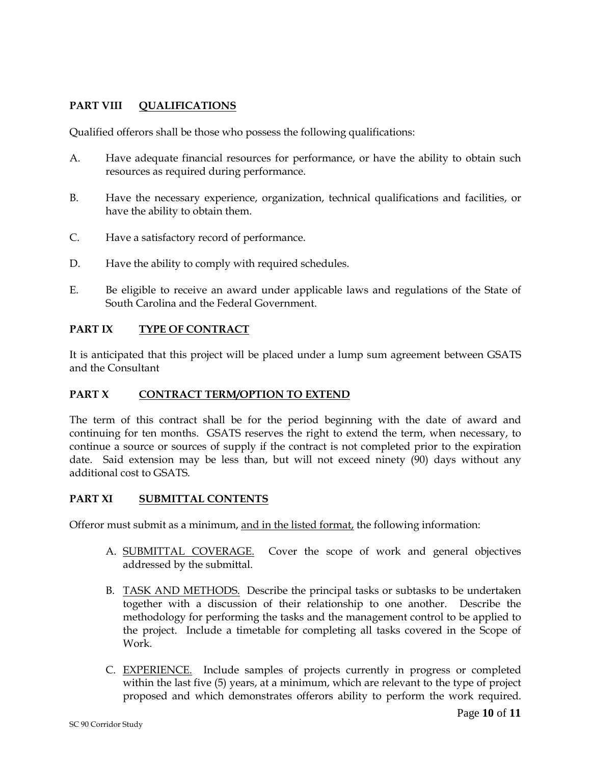## PART VIII QUALIFICATIONS

Qualified offerors shall be those who possess the following qualifications:

A. Have adequate financial resources for performance, or have the ability to obtain such resources as required during performance.

B. Have the necessary experience, organization, technical qualifications and facilities, or have the ability to obtain them.

C. Have a satisfactory record of performance.

D. Have the ability to comply with required schedules.

E. Be eligible to receive an award under applicable laws and regulations of the State of South Carolina and the Federal Government.

## PART IX TYPE OF CONTRACT

It is anticipated that this project will be placed under a lump sum agreement between GSATS and the Consultant

## PART X CONTRACT TERM/OPTION TO EXTEND

The term of this contract shall be for the period beginning with the date of award and continuing for ten months. GSATS reserves the right to extend the term, when necessary, to continue a source or sources of supply if the contract is not completed prior to the expiration date. Said extension may be less than, but will not exceed ninety (90) days without any additional cost to GSATS.

## PART XI SUBMITTAL CONTENTS

Offeror must submit as a minimum, <u>and in the listed format,</u> the following information:

A. <u>SUBMITTAL COVERAGE.</u> Cover the scope of work and general objectives addressed by the submittal.

B. <u>TASK AND METHODS.</u> Describe the principal tasks or subtasks to be undertaken together with a discussion of their relationship to one another. Describe the methodology for performing the tasks and the management control to be applied to the project. Include a timetable for completing all tasks covered in the Scope of Work.

C. <u>EXPERIENCE.</u> Include samples of projects currently in progress or completed within the last five (5) years, at a minimum, which are relevant to the type of project proposed and which demonstrates offerors ability to perform the work required.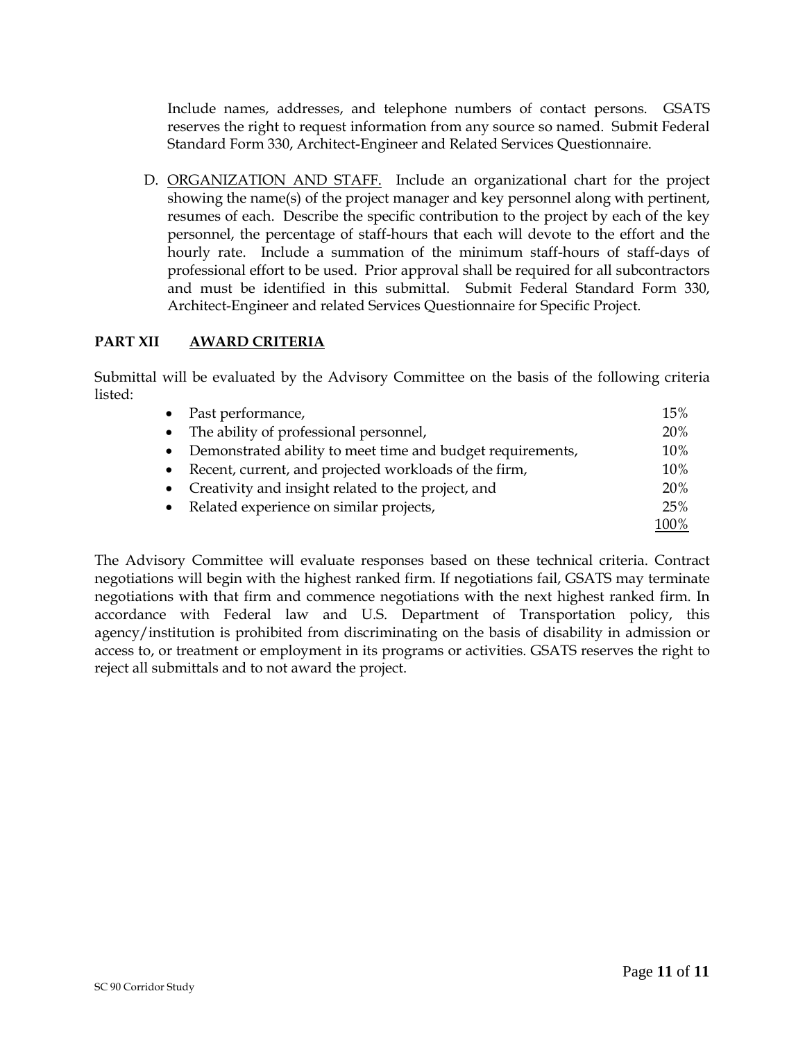Include names, addresses, and telephone numbers of contact persons. GSATS reserves the right to request information from any source so named. Submit Federal Standard Form 330, Architect-Engineer and Related Services Questionnaire.

D. ORGANIZATION AND STAFF. Include an organizational chart for the project showing the name(s) of the project manager and key personnel along with pertinent, resumes of each. Describe the specific contribution to the project by each of the key personnel, the percentage of staff-hours that each will devote to the effort and the hourly rate. Include a summation of the minimum staff-hours of staff-days of professional effort to be used. Prior approval shall be required for all subcontractors and must be identified in this submittal. Submit Federal Standard Form 330, Architect-Engineer and related Services Questionnaire for Specific Project.

## PART XII AWARD CRITERIA

Submittal will be evaluated by the Advisory Committee on the basis of the following criteria listed:

| | |
|---|---|
| • Past performance, | 15% |
| • The ability of professional personnel, | 20% |
| • Demonstrated ability to meet time and budget requirements, | 10% |
| • Recent, current, and projected workloads of the firm, | 10% |
| • Creativity and insight related to the project, and | 20% |
| • Related experience on similar projects, | 25% |
| | 100% |

The Advisory Committee will evaluate responses based on these technical criteria. Contract negotiations will begin with the highest ranked firm. If negotiations fail, GSATS may terminate negotiations with that firm and commence negotiations with the next highest ranked firm. In accordance with Federal law and U.S. Department of Transportation policy, this agency/institution is prohibited from discriminating on the basis of disability in admission or access to, or treatment or employment in its programs or activities. GSATS reserves the right to reject all submittals and to not award the project.